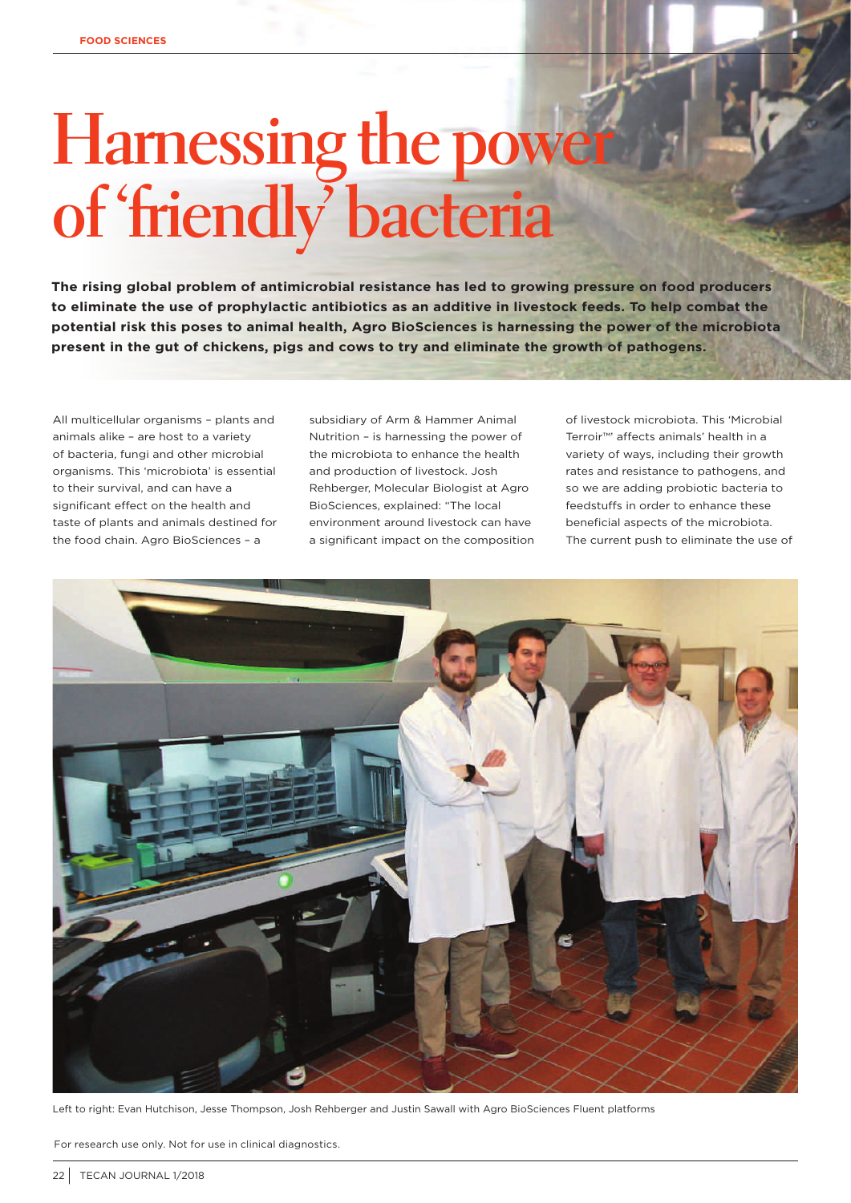# Harnessing the power of 'friendly' bacteria

**The rising global problem of antimicrobial resistance has led to growing pressure on food producers to eliminate the use of prophylactic antibiotics as an additive in livestock feeds. To help combat the potential risk this poses to animal health, Agro BioSciences is harnessing the power of the microbiota present in the gut of chickens, pigs and cows to try and eliminate the growth of pathogens.**

All multicellular organisms – plants and animals alike – are host to a variety of bacteria, fungi and other microbial organisms. This 'microbiota' is essential to their survival, and can have a significant effect on the health and taste of plants and animals destined for the food chain. Agro BioSciences – a subsidiary of Arm & Hammer Animal Nutrition – is harnessing the power of the microbiota to enhance the health and production of livestock. Josh Rehberger, Molecular Biologist at Agro BioSciences, explained: "The local environment around livestock can have a significant impact on the composition of livestock microbiota. This 'Microbial Terroir™' affects animals' health in a variety of ways, including their growth rates and resistance to pathogens, and so we are adding probiotic bacteria to feedstuffs in order to enhance these beneficial aspects of the microbiota. The current push to eliminate the use of

Left to right: Evan Hutchison, Jesse Thompson, Josh Rehberger and Justin Sawall with Agro BioSciences Fluent platforms

For research use only. Not for use in clinical diagnostics.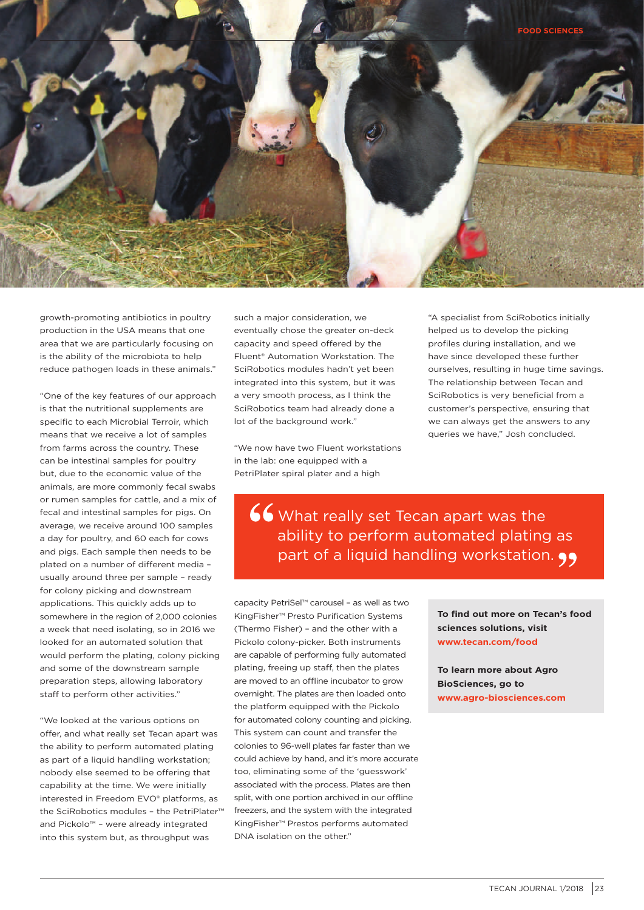growth-promoting antibiotics in poultry production in the USA means that one area that we are particularly focusing on is the ability of the microbiota to help reduce pathogen loads in these animals."

"One of the key features of our approach is that the nutritional supplements are specific to each Microbial Terroir, which means that we receive a lot of samples from farms across the country. These can be intestinal samples for poultry but, due to the economic value of the animals, are more commonly fecal swabs or rumen samples for cattle, and a mix of fecal and intestinal samples for pigs. On average, we receive around 100 samples a day for poultry, and 60 each for cows and pigs. Each sample then needs to be plated on a number of different media – usually around three per sample – ready for colony picking and downstream applications. This quickly adds up to somewhere in the region of 2,000 colonies a week that need isolating, so in 2016 we looked for an automated solution that would perform the plating, colony picking and some of the downstream sample preparation steps, allowing laboratory staff to perform other activities."

"We looked at the various options on offer, and what really set Tecan apart was the ability to perform automated plating as part of a liquid handling workstation; nobody else seemed to be offering that capability at the time. We were initially interested in Freedom EVO® platforms, as the SciRobotics modules – the PetriPlater™ and Pickolo™ – were already integrated into this system but, as throughput was such a major consideration, we eventually chose the greater on-deck capacity and speed offered by the Fluent® Automation Workstation. The SciRobotics modules hadn't yet been integrated into this system, but it was a very smooth process, as I think the SciRobotics team had already done a lot of the background work."

"We now have two Fluent workstations in the lab: one equipped with a PetriPlater spiral plater and a high capacity PetriSel™ carousel – as well as two KingFisher™ Presto Purification Systems (Thermo Fisher) – and the other with a Pickolo colony-picker. Both instruments are capable of performing fully automated plating, freeing up staff, then the plates are moved to an offline incubator to grow overnight. The plates are then loaded onto the platform equipped with the Pickolo for automated colony counting and picking. This system can count and transfer the colonies to 96-well plates far faster than we could achieve by hand, and it's more accurate too, eliminating some of the 'guesswork' associated with the process. Plates are then split, with one portion archived in our offline freezers, and the system with the integrated KingFisher™ Prestos performs automated DNA isolation on the other."

> "What really set Tecan apart was the ability to perform automated plating as part of a liquid handling workstation."

"A specialist from SciRobotics initially helped us to develop the picking profiles during installation, and we have since developed these further ourselves, resulting in huge time savings. The relationship between Tecan and SciRobotics is very beneficial from a customer's perspective, ensuring that we can always get the answers to any queries we have," Josh concluded.

**To find out more on Tecan's food sciences solutions, visit www.tecan.com/food**

**To learn more about Agro BioSciences, go to www.agro-biosciences.com**